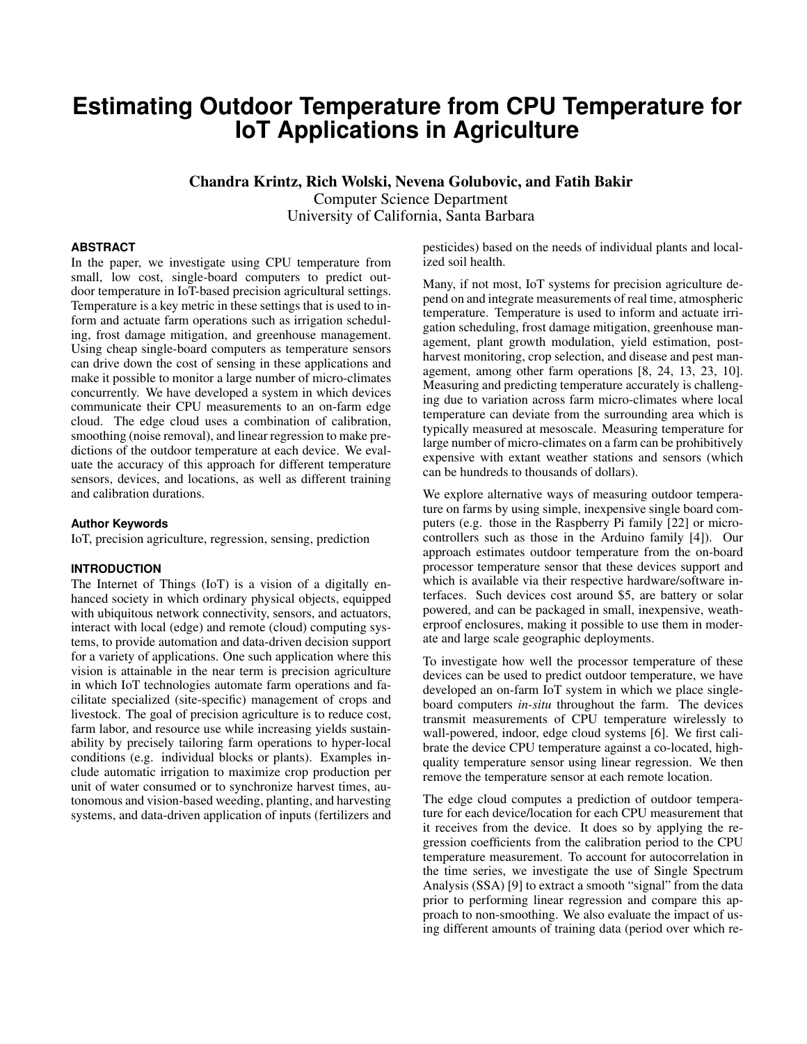# Estimating Outdoor Temperature from CPU Temperature for IoT Applications in Agriculture

**Chandra Krintz, Rich Wolski, Nevena Golubovic, and Fatih Bakir**
Computer Science Department
University of California, Santa Barbara

## ABSTRACT

In the paper, we investigate using CPU temperature from small, low cost, single-board computers to predict outdoor temperature in IoT-based precision agricultural settings. Temperature is a key metric in these settings that is used to inform and actuate farm operations such as irrigation scheduling, frost damage mitigation, and greenhouse management. Using cheap single-board computers as temperature sensors can drive down the cost of sensing in these applications and make it possible to monitor a large number of micro-climates concurrently. We have developed a system in which devices communicate their CPU measurements to an on-farm edge cloud. The edge cloud uses a combination of calibration, smoothing (noise removal), and linear regression to make predictions of the outdoor temperature at each device. We evaluate the accuracy of this approach for different temperature sensors, devices, and locations, as well as different training and calibration durations.

### Author Keywords

IoT, precision agriculture, regression, sensing, prediction

## INTRODUCTION

The Internet of Things (IoT) is a vision of a digitally enhanced society in which ordinary physical objects, equipped with ubiquitous network connectivity, sensors, and actuators, interact with local (edge) and remote (cloud) computing systems, to provide automation and data-driven decision support for a variety of applications. One such application where this vision is attainable in the near term is precision agriculture in which IoT technologies automate farm operations and facilitate specialized (site-specific) management of crops and livestock. The goal of precision agriculture is to reduce cost, farm labor, and resource use while increasing yields sustainability by precisely tailoring farm operations to hyper-local conditions (e.g. individual blocks or plants). Examples include automatic irrigation to maximize crop production per unit of water consumed or to synchronize harvest times, autonomous and vision-based weeding, planting, and harvesting systems, and data-driven application of inputs (fertilizers and pesticides) based on the needs of individual plants and localized soil health.

Many, if not most, IoT systems for precision agriculture depend on and integrate measurements of real time, atmospheric temperature. Temperature is used to inform and actuate irrigation scheduling, frost damage mitigation, greenhouse management, plant growth modulation, yield estimation, post-harvest monitoring, crop selection, and disease and pest management, among other farm operations [8, 24, 13, 23, 10]. Measuring and predicting temperature accurately is challenging due to variation across farm micro-climates where local temperature can deviate from the surrounding area which is typically measured at mesoscale. Measuring temperature for large number of micro-climates on a farm can be prohibitively expensive with extant weather stations and sensors (which can be hundreds to thousands of dollars).

We explore alternative ways of measuring outdoor temperature on farms by using simple, inexpensive single board computers (e.g. those in the Raspberry Pi family [22] or microcontrollers such as those in the Arduino family [4]). Our approach estimates outdoor temperature from the on-board processor temperature sensor that these devices support and which is available via their respective hardware/software interfaces. Such devices cost around $5, are battery or solar powered, and can be packaged in small, inexpensive, weatherproof enclosures, making it possible to use them in moderate and large scale geographic deployments.

To investigate how well the processor temperature of these devices can be used to predict outdoor temperature, we have developed an on-farm IoT system in which we place single-board computers *in-situ* throughout the farm. The devices transmit measurements of CPU temperature wirelessly to wall-powered, indoor, edge cloud systems [6]. We first calibrate the device CPU temperature against a co-located, high-quality temperature sensor using linear regression. We then remove the temperature sensor at each remote location.

The edge cloud computes a prediction of outdoor temperature for each device/location for each CPU measurement that it receives from the device. It does so by applying the regression coefficients from the calibration period to the CPU temperature measurement. To account for autocorrelation in the time series, we investigate the use of Single Spectrum Analysis (SSA) [9] to extract a smooth "signal" from the data prior to performing linear regression and compare this approach to non-smoothing. We also evaluate the impact of using different amounts of training data (period over which re-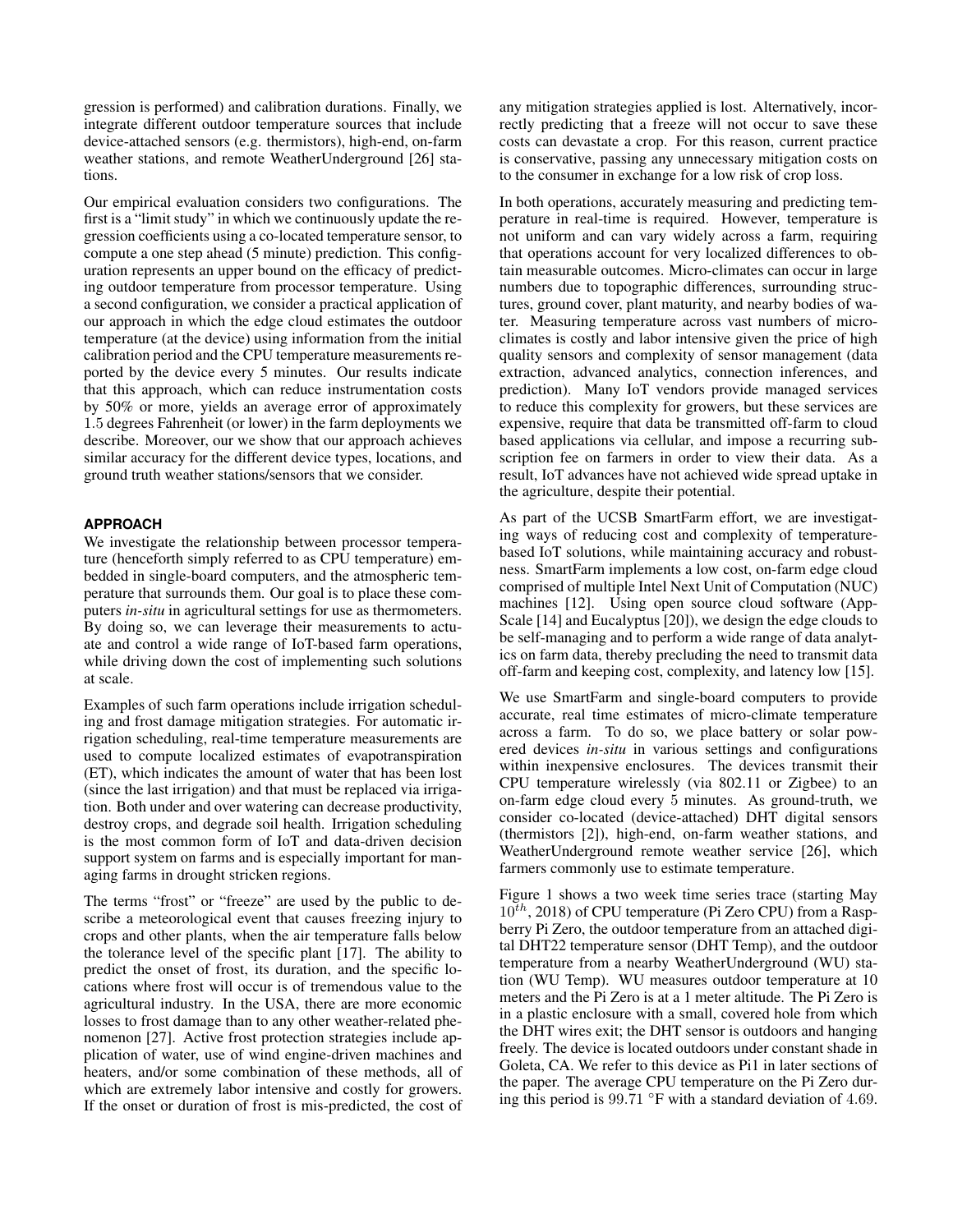gression is performed) and calibration durations. Finally, we integrate different outdoor temperature sources that include device-attached sensors (e.g. thermistors), high-end, on-farm weather stations, and remote WeatherUnderground [26] stations.

Our empirical evaluation considers two configurations. The first is a "limit study" in which we continuously update the regression coefficients using a co-located temperature sensor, to compute a one step ahead (5 minute) prediction. This configuration represents an upper bound on the efficacy of predicting outdoor temperature from processor temperature. Using a second configuration, we consider a practical application of our approach in which the edge cloud estimates the outdoor temperature (at the device) using information from the initial calibration period and the CPU temperature measurements reported by the device every 5 minutes. Our results indicate that this approach, which can reduce instrumentation costs by 50% or more, yields an average error of approximately $1.5$ degrees Fahrenheit (or lower) in the farm deployments we describe. Moreover, our we show that our approach achieves similar accuracy for the different device types, locations, and ground truth weather stations/sensors that we consider.

## APPROACH

We investigate the relationship between processor temperature (henceforth simply referred to as CPU temperature) embedded in single-board computers, and the atmospheric temperature that surrounds them. Our goal is to place these computers *in-situ* in agricultural settings for use as thermometers. By doing so, we can leverage their measurements to actuate and control a wide range of IoT-based farm operations, while driving down the cost of implementing such solutions at scale.

Examples of such farm operations include irrigation scheduling and frost damage mitigation strategies. For automatic irrigation scheduling, real-time temperature measurements are used to compute localized estimates of evapotranspiration (ET), which indicates the amount of water that has been lost (since the last irrigation) and that must be replaced via irrigation. Both under and over watering can decrease productivity, destroy crops, and degrade soil health. Irrigation scheduling is the most common form of IoT and data-driven decision support system on farms and is especially important for managing farms in drought stricken regions.

The terms "frost" or "freeze" are used by the public to describe a meteorological event that causes freezing injury to crops and other plants, when the air temperature falls below the tolerance level of the specific plant [17]. The ability to predict the onset of frost, its duration, and the specific locations where frost will occur is of tremendous value to the agricultural industry. In the USA, there are more economic losses to frost damage than to any other weather-related phenomenon [27]. Active frost protection strategies include application of water, use of wind engine-driven machines and heaters, and/or some combination of these methods, all of which are extremely labor intensive and costly for growers. If the onset or duration of frost is mis-predicted, the cost of any mitigation strategies applied is lost. Alternatively, incorrectly predicting that a freeze will not occur to save these costs can devastate a crop. For this reason, current practice is conservative, passing any unnecessary mitigation costs on to the consumer in exchange for a low risk of crop loss.

In both operations, accurately measuring and predicting temperature in real-time is required. However, temperature is not uniform and can vary widely across a farm, requiring that operations account for very localized differences to obtain measurable outcomes. Micro-climates can occur in large numbers due to topographic differences, surrounding structures, ground cover, plant maturity, and nearby bodies of water. Measuring temperature across vast numbers of micro-climates is costly and labor intensive given the price of high quality sensors and complexity of sensor management (data extraction, advanced analytics, connection inferences, and prediction). Many IoT vendors provide managed services to reduce this complexity for growers, but these services are expensive, require that data be transmitted off-farm to cloud based applications via cellular, and impose a recurring subscription fee on farmers in order to view their data. As a result, IoT advances have not achieved wide spread uptake in the agriculture, despite their potential.

As part of the UCSB SmartFarm effort, we are investigating ways of reducing cost and complexity of temperature-based IoT solutions, while maintaining accuracy and robustness. SmartFarm implements a low cost, on-farm edge cloud comprised of multiple Intel Next Unit of Computation (NUC) machines [12]. Using open source cloud software (AppScale [14] and Eucalyptus [20]), we design the edge clouds to be self-managing and to perform a wide range of data analytics on farm data, thereby precluding the need to transmit data off-farm and keeping cost, complexity, and latency low [15].

We use SmartFarm and single-board computers to provide accurate, real time estimates of micro-climate temperature across a farm. To do so, we place battery or solar powered devices *in-situ* in various settings and configurations within inexpensive enclosures. The devices transmit their CPU temperature wirelessly (via 802.11 or Zigbee) to an on-farm edge cloud every $5$ minutes. As ground-truth, we consider co-located (device-attached) DHT digital sensors (thermistors [2]), high-end, on-farm weather stations, and WeatherUnderground remote weather service [26], which farmers commonly use to estimate temperature.

Figure 1 shows a two week time series trace (starting May $10^{th}$, 2018) of CPU temperature (Pi Zero CPU) from a Raspberry Pi Zero, the outdoor temperature from an attached digital DHT22 temperature sensor (DHT Temp), and the outdoor temperature from a nearby WeatherUnderground (WU) station (WU Temp). WU measures outdoor temperature at 10 meters and the Pi Zero is at a 1 meter altitude. The Pi Zero is in a plastic enclosure with a small, covered hole from which the DHT wires exit; the DHT sensor is outdoors and hanging freely. The device is located outdoors under constant shade in Goleta, CA. We refer to this device as Pi1 in later sections of the paper. The average CPU temperature on the Pi Zero during this period is $99.71$ °F with a standard deviation of $4.69$.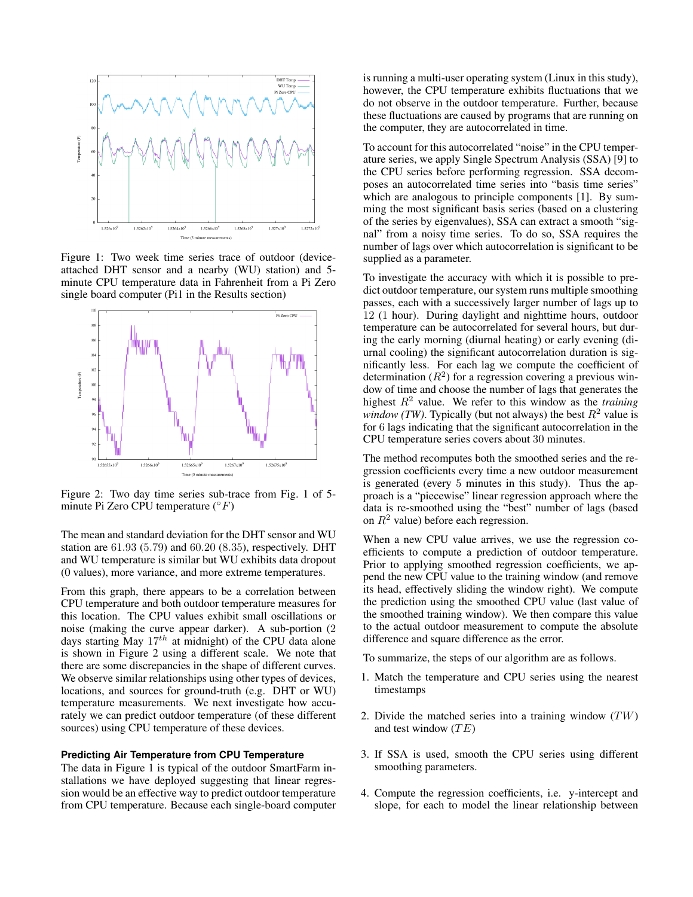Figure 1: Two week time series trace of outdoor (device-attached DHT sensor and a nearby (WU) station) and 5-minute CPU temperature data in Fahrenheit from a Pi Zero single board computer (Pi1 in the Results section)

Figure 2: Two day time series sub-trace from Fig. 1 of 5-minute Pi Zero CPU temperature ($^{\circ}F$)

The mean and standard deviation for the DHT sensor and WU station are 61.93 (5.79) and 60.20 (8.35), respectively. DHT and WU temperature is similar but WU exhibits data dropout (0 values), more variance, and more extreme temperatures.

From this graph, there appears to be a correlation between CPU temperature and both outdoor temperature measures for this location. The CPU values exhibit small oscillations or noise (making the curve appear darker). A sub-portion (2 days starting May $17^{th}$ at midnight) of the CPU data alone is shown in Figure 2 using a different scale. We note that there are some discrepancies in the shape of different curves. We observe similar relationships using other types of devices, locations, and sources for ground-truth (e.g. DHT or WU) temperature measurements. We next investigate how accurately we can predict outdoor temperature (of these different sources) using CPU temperature of these devices.

## Predicting Air Temperature from CPU Temperature

The data in Figure 1 is typical of the outdoor SmartFarm installations we have deployed suggesting that linear regression would be an effective way to predict outdoor temperature from CPU temperature. Because each single-board computer is running a multi-user operating system (Linux in this study), however, the CPU temperature exhibits fluctuations that we do not observe in the outdoor temperature. Further, because these fluctuations are caused by programs that are running on the computer, they are autocorrelated in time.

To account for this autocorrelated "noise" in the CPU temperature series, we apply Single Spectrum Analysis (SSA) [9] to the CPU series before performing regression. SSA decomposes an autocorrelated time series into "basis time series" which are analogous to principle components [1]. By summing the most significant basis series (based on a clustering of the series by eigenvalues), SSA can extract a smooth "signal" from a noisy time series. To do so, SSA requires the number of lags over which autocorrelation is significant to be supplied as a parameter.

To investigate the accuracy with which it is possible to predict outdoor temperature, our system runs multiple smoothing passes, each with a successively larger number of lags up to 12 (1 hour). During daylight and nighttime hours, outdoor temperature can be autocorrelated for several hours, but during the early morning (diurnal heating) or early evening (diurnal cooling) the significant autocorrelation duration is significantly less. For each lag we compute the coefficient of determination ($R^2$) for a regression covering a previous window of time and choose the number of lags that generates the highest $R^2$ value. We refer to this window as the *training window (TW)*. Typically (but not always) the best $R^2$ value is for 6 lags indicating that the significant autocorrelation in the CPU temperature series covers about 30 minutes.

The method recomputes both the smoothed series and the regression coefficients every time a new outdoor measurement is generated (every 5 minutes in this study). Thus the approach is a "piecewise" linear regression approach where the data is re-smoothed using the "best" number of lags (based on $R^2$ value) before each regression.

When a new CPU value arrives, we use the regression coefficients to compute a prediction of outdoor temperature. Prior to applying smoothed regression coefficients, we append the new CPU value to the training window (and remove its head, effectively sliding the window right). We compute the prediction using the smoothed CPU value (last value of the smoothed training window). We then compare this value to the actual outdoor measurement to compute the absolute difference and square difference as the error.

To summarize, the steps of our algorithm are as follows.

1. Match the temperature and CPU series using the nearest timestamps
2. Divide the matched series into a training window ($TW$) and test window ($TE$)
3. If SSA is used, smooth the CPU series using different smoothing parameters.
4. Compute the regression coefficients, i.e. y-intercept and slope, for each to model the linear relationship between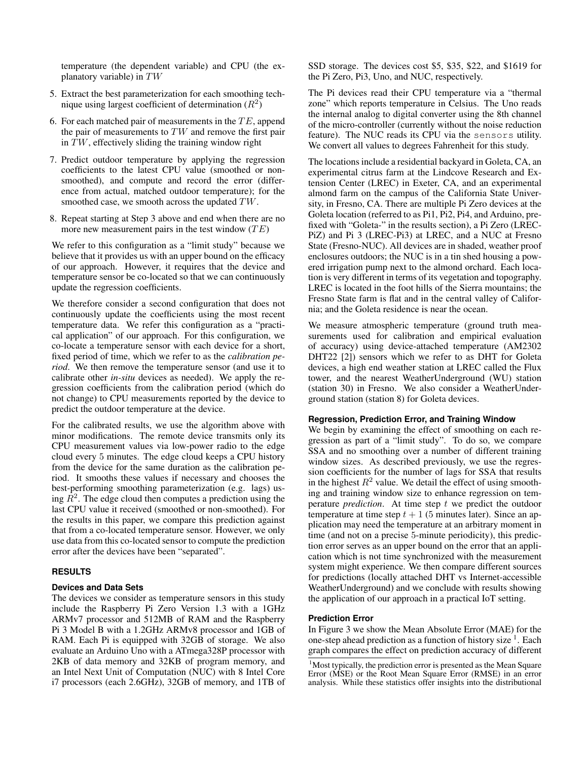temperature (the dependent variable) and CPU (the explanatory variable) in $TW$

5. Extract the best parameterization for each smoothing technique using largest coefficient of determination ($R^2$)
6. For each matched pair of measurements in the $TE$, append the pair of measurements to $TW$ and remove the first pair in $TW$, effectively sliding the training window right
7. Predict outdoor temperature by applying the regression coefficients to the latest CPU value (smoothed or non-smoothed), and compute and record the error (difference from actual, matched outdoor temperature); for the smoothed case, we smooth across the updated $TW$.
8. Repeat starting at Step 3 above and end when there are no more new measurement pairs in the test window ($TE$)

We refer to this configuration as a "limit study" because we believe that it provides us with an upper bound on the efficacy of our approach. However, it requires that the device and temperature sensor be co-located so that we can continuously update the regression coefficients.

We therefore consider a second configuration that does not continuously update the coefficients using the most recent temperature data. We refer this configuration as a "practical application" of our approach. For this configuration, we co-locate a temperature sensor with each device for a short, fixed period of time, which we refer to as the *calibration period*. We then remove the temperature sensor (and use it to calibrate other *in-situ* devices as needed). We apply the regression coefficients from the calibration period (which do not change) to CPU measurements reported by the device to predict the outdoor temperature at the device.

For the calibrated results, we use the algorithm above with minor modifications. The remote device transmits only its CPU measurement values via low-power radio to the edge cloud every 5 minutes. The edge cloud keeps a CPU history from the device for the same duration as the calibration period. It smooths these values if necessary and chooses the best-performing smoothing parameterization (e.g. lags) using $R^2$. The edge cloud then computes a prediction using the last CPU value it received (smoothed or non-smoothed). For the results in this paper, we compare this prediction against that from a co-located temperature sensor. However, we only use data from this co-located sensor to compute the prediction error after the devices have been "separated".

## RESULTS

### Devices and Data Sets

The devices we consider as temperature sensors in this study include the Raspberry Pi Zero Version 1.3 with a 1GHz ARMv7 processor and 512MB of RAM and the Raspberry Pi 3 Model B with a 1.2GHz ARMv8 processor and 1GB of RAM. Each Pi is equipped with 32GB of storage. We also evaluate an Arduino Uno with a ATmega328P processor with 2KB of data memory and 32KB of program memory, and an Intel Next Unit of Computation (NUC) with 8 Intel Core i7 processors (each 2.6GHz), 32GB of memory, and 1TB of SSD storage. The devices cost \$5, \$35, \$22, and \$1619 for the Pi Zero, Pi3, Uno, and NUC, respectively.

The Pi devices read their CPU temperature via a "thermal zone" which reports temperature in Celsius. The Uno reads the internal analog to digital converter using the 8th channel of the micro-controller (currently without the noise reduction feature). The NUC reads its CPU via the `sensors` utility. We convert all values to degrees Fahrenheit for this study.

The locations include a residential backyard in Goleta, CA, an experimental citrus farm at the Lindcove Research and Extension Center (LREC) in Exeter, CA, and an experimental almond farm on the campus of the California State University, in Fresno, CA. There are multiple Pi Zero devices at the Goleta location (referred to as Pi1, Pi2, Pi4, and Arduino, prefixed with "Goleta-" in the results section), a Pi Zero (LREC-PiZ) and Pi 3 (LREC-Pi3) at LREC, and a NUC at Fresno State (Fresno-NUC). All devices are in shaded, weather proof enclosures outdoors; the NUC is in a tin shed housing a powered irrigation pump next to the almond orchard. Each location is very different in terms of its vegetation and topography. LREC is located in the foot hills of the Sierra mountains; the Fresno State farm is flat and in the central valley of California; and the Goleta residence is near the ocean.

We measure atmospheric temperature (ground truth measurements used for calibration and empirical evaluation of accuracy) using device-attached temperature (AM2302 DHT22 [2]) sensors which we refer to as DHT for Goleta devices, a high end weather station at LREC called the Flux tower, and the nearest WeatherUnderground (WU) station (station 30) in Fresno. We also consider a WeatherUnderground station (station 8) for Goleta devices.

### Regression, Prediction Error, and Training Window

We begin by examining the effect of smoothing on each regression as part of a "limit study". To do so, we compare SSA and no smoothing over a number of different training window sizes. As described previously, we use the regression coefficients for the number of lags for SSA that results in the highest $R^2$ value. We detail the effect of using smoothing and training window size to enhance regression on temperature *prediction*. At time step $t$ we predict the outdoor temperature at time step $t+1$ (5 minutes later). Since an application may need the temperature at an arbitrary moment in time (and not on a precise 5-minute periodicity), this prediction error serves as an upper bound on the error that an application which is not time synchronized with the measurement system might experience. We then compare different sources for predictions (locally attached DHT vs Internet-accessible WeatherUnderground) and we conclude with results showing the application of our approach in a practical IoT setting.

### Prediction Error

In Figure 3 we show the Mean Absolute Error (MAE) for the one-step ahead prediction as a function of history size [1]. Each graph compares the effect on prediction accuracy of different

[1] Most typically, the prediction error is presented as the Mean Square Error (MSE) or the Root Mean Square Error (RMSE) in an error analysis. While these statistics offer insights into the distributional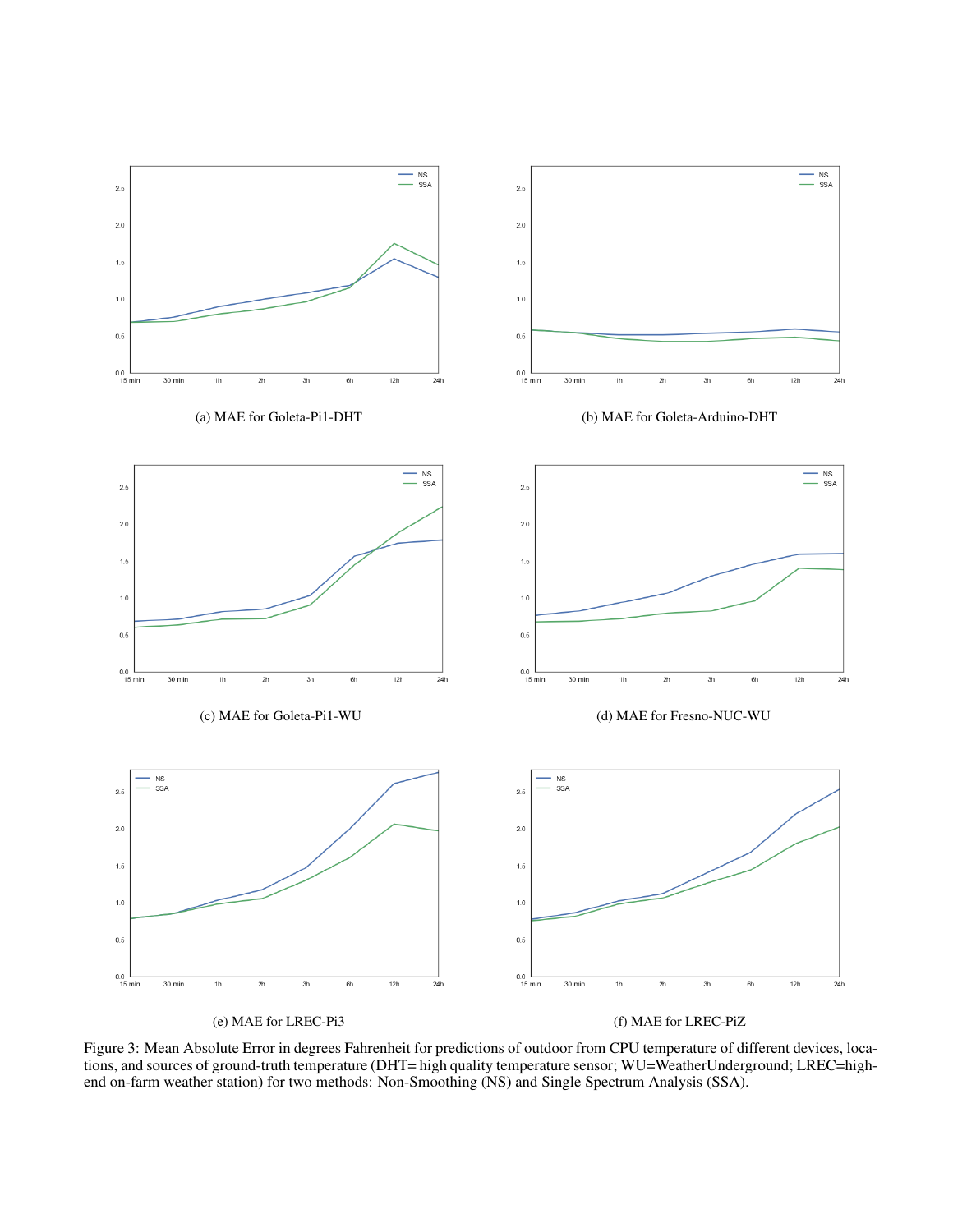(a) MAE for Goleta-Pi1-DHT

(b) MAE for Goleta-Arduino-DHT

(c) MAE for Goleta-Pi1-WU

(d) MAE for Fresno-NUC-WU

(e) MAE for LREC-Pi3

(f) MAE for LREC-PiZ

Figure 3: Mean Absolute Error in degrees Fahrenheit for predictions of outdoor from CPU temperature of different devices, locations, and sources of ground-truth temperature (DHT= high quality temperature sensor; WU=WeatherUnderground; LREC=high-end on-farm weather station) for two methods: Non-Smoothing (NS) and Single Spectrum Analysis (SSA).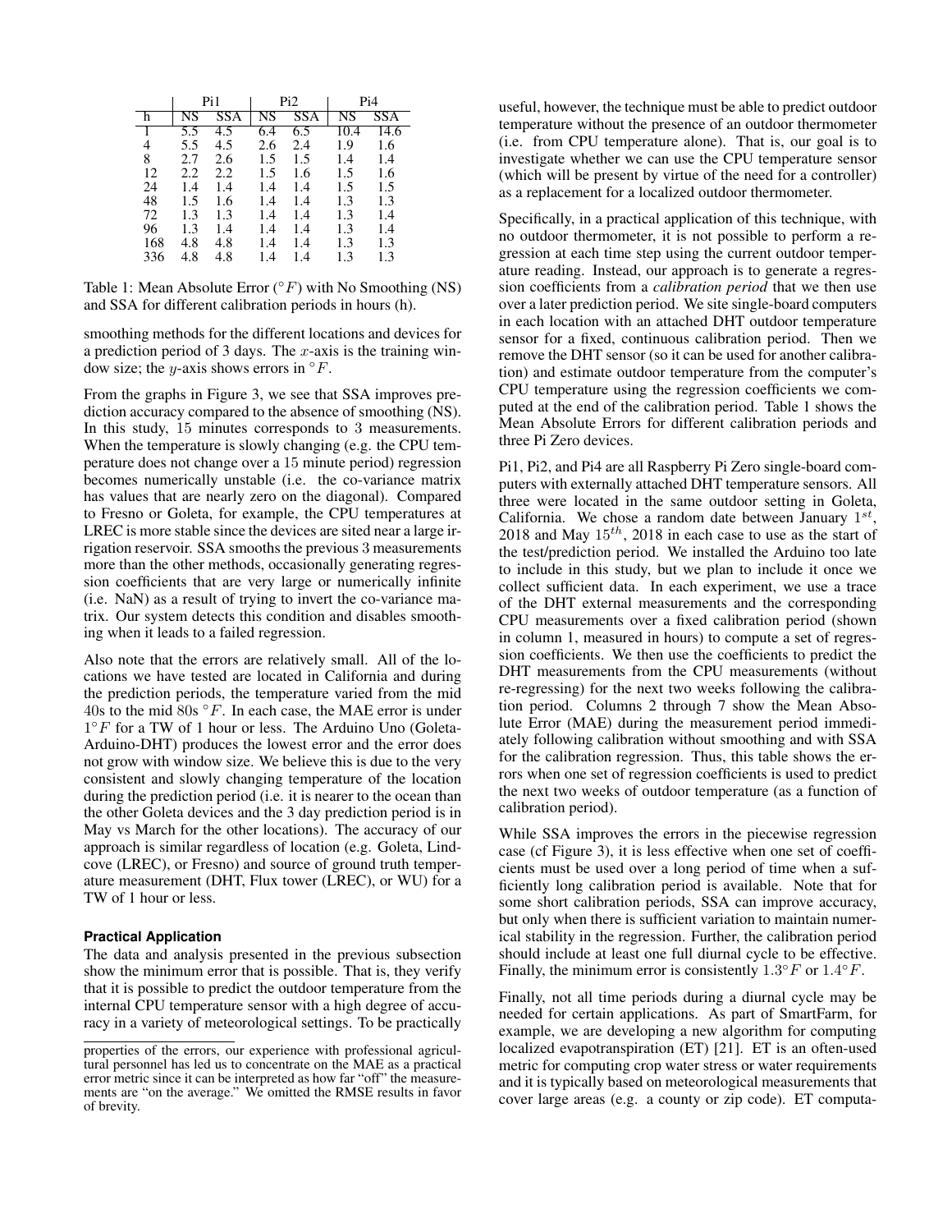| | Pi1 | | Pi2 | | Pi4 | |
|---|---|---|---|---|---|---|
| h | NS | SSA | NS | SSA | NS | SSA |
| 1 | 5.5 | 4.5 | 6.4 | 6.5 | 10.4 | 14.6 |
| 4 | 5.5 | 4.5 | 2.6 | 2.4 | 1.9 | 1.6 |
| 8 | 2.7 | 2.6 | 1.5 | 1.5 | 1.4 | 1.4 |
| 12 | 2.2 | 2.2 | 1.5 | 1.6 | 1.5 | 1.6 |
| 24 | 1.4 | 1.4 | 1.4 | 1.4 | 1.5 | 1.5 |
| 48 | 1.5 | 1.6 | 1.4 | 1.4 | 1.3 | 1.3 |
| 72 | 1.3 | 1.3 | 1.4 | 1.4 | 1.3 | 1.4 |
| 96 | 1.3 | 1.4 | 1.4 | 1.4 | 1.3 | 1.4 |
| 168 | 4.8 | 4.8 | 1.4 | 1.4 | 1.3 | 1.3 |
| 336 | 4.8 | 4.8 | 1.4 | 1.4 | 1.3 | 1.3 |

Table 1: Mean Absolute Error ($^{\circ}F$) with No Smoothing (NS) and SSA for different calibration periods in hours (h).

smoothing methods for the different locations and devices for a prediction period of 3 days. The $x$-axis is the training window size; the $y$-axis shows errors in $^{\circ}F$.

From the graphs in Figure 3, we see that SSA improves prediction accuracy compared to the absence of smoothing (NS). In this study, 15 minutes corresponds to 3 measurements. When the temperature is slowly changing (e.g. the CPU temperature does not change over a 15 minute period) regression becomes numerically unstable (i.e. the co-variance matrix has values that are nearly zero on the diagonal). Compared to Fresno or Goleta, for example, the CPU temperatures at LREC is more stable since the devices are sited near a large irrigation reservoir. SSA smooths the previous 3 measurements more than the other methods, occasionally generating regression coefficients that are very large or numerically infinite (i.e. NaN) as a result of trying to invert the co-variance matrix. Our system detects this condition and disables smoothing when it leads to a failed regression.

Also note that the errors are relatively small. All of the locations we have tested are located in California and during the prediction periods, the temperature varied from the mid 40s to the mid 80s $^{\circ}F$. In each case, the MAE error is under $1^{\circ}F$ for a TW of 1 hour or less. The Arduino Uno (Goleta-Arduino-DHT) produces the lowest error and the error does not grow with window size. We believe this is due to the very consistent and slowly changing temperature of the location during the prediction period (i.e. it is nearer to the ocean than the other Goleta devices and the 3 day prediction period is in May vs March for the other locations). The accuracy of our approach is similar regardless of location (e.g. Goleta, Lindcove (LREC), or Fresno) and source of ground truth temperature measurement (DHT, Flux tower (LREC), or WU) for a TW of 1 hour or less.

### Practical Application

The data and analysis presented in the previous subsection show the minimum error that is possible. That is, they verify that it is possible to predict the outdoor temperature from the internal CPU temperature sensor with a high degree of accuracy in a variety of meteorological settings. To be practically useful, however, the technique must be able to predict outdoor temperature without the presence of an outdoor thermometer (i.e. from CPU temperature alone). That is, our goal is to investigate whether we can use the CPU temperature sensor (which will be present by virtue of the need for a controller) as a replacement for a localized outdoor thermometer.

Specifically, in a practical application of this technique, with no outdoor thermometer, it is not possible to perform a regression at each time step using the current outdoor temperature reading. Instead, our approach is to generate a regression coefficients from a *calibration period* that we then use over a later prediction period. We site single-board computers in each location with an attached DHT outdoor temperature sensor for a fixed, continuous calibration period. Then we remove the DHT sensor (so it can be used for another calibration) and estimate outdoor temperature from the computer's CPU temperature using the regression coefficients we computed at the end of the calibration period. Table 1 shows the Mean Absolute Errors for different calibration periods and three Pi Zero devices.

Pi1, Pi2, and Pi4 are all Raspberry Pi Zero single-board computers with externally attached DHT temperature sensors. All three were located in the same outdoor setting in Goleta, California. We chose a random date between January $1^{st}$, 2018 and May $15^{th}$, 2018 in each case to use as the start of the test/prediction period. We installed the Arduino too late to include in this study, but we plan to include it once we collect sufficient data. In each experiment, we use a trace of the DHT external measurements and the corresponding CPU measurements over a fixed calibration period (shown in column 1, measured in hours) to compute a set of regression coefficients. We then use the coefficients to predict the DHT measurements from the CPU measurements (without re-regressing) for the next two weeks following the calibration period. Columns 2 through 7 show the Mean Absolute Error (MAE) during the measurement period immediately following calibration without smoothing and with SSA for the calibration regression. Thus, this table shows the errors when one set of regression coefficients is used to predict the next two weeks of outdoor temperature (as a function of calibration period).

While SSA improves the errors in the piecewise regression case (cf Figure 3), it is less effective when one set of coefficients must be used over a long period of time when a sufficiently long calibration period is available. Note that for some short calibration periods, SSA can improve accuracy, but only when there is sufficient variation to maintain numerical stability in the regression. Further, the calibration period should include at least one full diurnal cycle to be effective. Finally, the minimum error is consistently $1.3^{\circ}F$ or $1.4^{\circ}F$.

Finally, not all time periods during a diurnal cycle may be needed for certain applications. As part of SmartFarm, for example, we are developing a new algorithm for computing localized evapotranspiration (ET) [21]. ET is an often-used metric for computing crop water stress or water requirements and it is typically based on meteorological measurements that cover large areas (e.g. a county or zip code). ET computa-

properties of the errors, our experience with professional agricultural personnel has led us to concentrate on the MAE as a practical error metric since it can be interpreted as how far "off" the measurements are "on the average." We omitted the RMSE results in favor of brevity.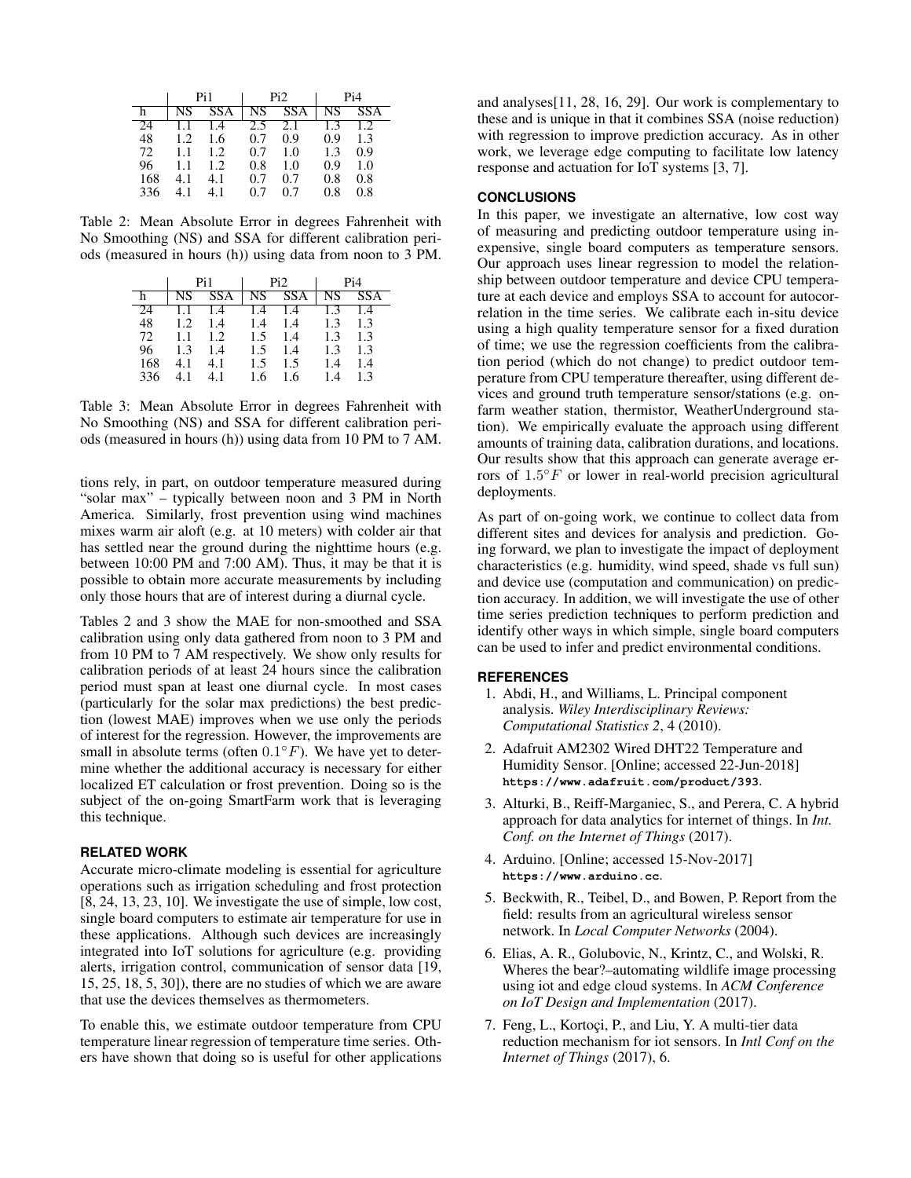| | Pi1 | | Pi2 | | Pi4 | |
|---|---|---|---|---|---|---|
| h | NS | SSA | NS | SSA | NS | SSA |
| 24 | 1.1 | 1.4 | 2.5 | 2.1 | 1.3 | 1.2 |
| 48 | 1.2 | 1.6 | 0.7 | 0.9 | 0.9 | 1.3 |
| 72 | 1.1 | 1.2 | 0.7 | 1.0 | 1.3 | 0.9 |
| 96 | 1.1 | 1.2 | 0.8 | 1.0 | 0.9 | 1.0 |
| 168 | 4.1 | 4.1 | 0.7 | 0.7 | 0.8 | 0.8 |
| 336 | 4.1 | 4.1 | 0.7 | 0.7 | 0.8 | 0.8 |

Table 2: Mean Absolute Error in degrees Fahrenheit with No Smoothing (NS) and SSA for different calibration periods (measured in hours (h)) using data from noon to 3 PM.

| | Pi1 | | Pi2 | | Pi4 | |
|---|---|---|---|---|---|---|
| h | NS | SSA | NS | SSA | NS | SSA |
| 24 | 1.1 | 1.4 | 1.4 | 1.4 | 1.3 | 1.4 |
| 48 | 1.2 | 1.4 | 1.4 | 1.4 | 1.3 | 1.3 |
| 72 | 1.1 | 1.2 | 1.5 | 1.4 | 1.3 | 1.3 |
| 96 | 1.3 | 1.4 | 1.5 | 1.4 | 1.3 | 1.3 |
| 168 | 4.1 | 4.1 | 1.5 | 1.5 | 1.4 | 1.4 |
| 336 | 4.1 | 4.1 | 1.6 | 1.6 | 1.4 | 1.3 |

Table 3: Mean Absolute Error in degrees Fahrenheit with No Smoothing (NS) and SSA for different calibration periods (measured in hours (h)) using data from 10 PM to 7 AM.

tions rely, in part, on outdoor temperature measured during "solar max" – typically between noon and 3 PM in North America. Similarly, frost prevention using wind machines mixes warm air aloft (e.g. at 10 meters) with colder air that has settled near the ground during the nighttime hours (e.g. between 10:00 PM and 7:00 AM). Thus, it may be that it is possible to obtain more accurate measurements by including only those hours that are of interest during a diurnal cycle.

Tables 2 and 3 show the MAE for non-smoothed and SSA calibration using only data gathered from noon to 3 PM and from 10 PM to 7 AM respectively. We show only results for calibration periods of at least 24 hours since the calibration period must span at least one diurnal cycle. In most cases (particularly for the solar max predictions) the best prediction (lowest MAE) improves when we use only the periods of interest for the regression. However, the improvements are small in absolute terms (often $0.1^{\circ}F$). We have yet to determine whether the additional accuracy is necessary for either localized ET calculation or frost prevention. Doing so is the subject of the on-going SmartFarm work that is leveraging this technique.

## RELATED WORK

Accurate micro-climate modeling is essential for agriculture operations such as irrigation scheduling and frost protection [8, 24, 13, 23, 10]. We investigate the use of simple, low cost, single board computers to estimate air temperature for use in these applications. Although such devices are increasingly integrated into IoT solutions for agriculture (e.g. providing alerts, irrigation control, communication of sensor data [19, 15, 25, 18, 5, 30]), there are no studies of which we are aware that use the devices themselves as thermometers.

To enable this, we estimate outdoor temperature from CPU temperature linear regression of temperature time series. Others have shown that doing so is useful for other applications and analyses[11, 28, 16, 29]. Our work is complementary to these and is unique in that it combines SSA (noise reduction) with regression to improve prediction accuracy. As in other work, we leverage edge computing to facilitate low latency response and actuation for IoT systems [3, 7].

## CONCLUSIONS

In this paper, we investigate an alternative, low cost way of measuring and predicting outdoor temperature using inexpensive, single board computers as temperature sensors. Our approach uses linear regression to model the relationship between outdoor temperature and device CPU temperature at each device and employs SSA to account for autocorrelation in the time series. We calibrate each in-situ device using a high quality temperature sensor for a fixed duration of time; we use the regression coefficients from the calibration period (which do not change) to predict outdoor temperature from CPU temperature thereafter, using different devices and ground truth temperature sensor/stations (e.g. on-farm weather station, thermistor, WeatherUnderground station). We empirically evaluate the approach using different amounts of training data, calibration durations, and locations. Our results show that this approach can generate average errors of $1.5^{\circ}F$ or lower in real-world precision agricultural deployments.

As part of on-going work, we continue to collect data from different sites and devices for analysis and prediction. Going forward, we plan to investigate the impact of deployment characteristics (e.g. humidity, wind speed, shade vs full sun) and device use (computation and communication) on prediction accuracy. In addition, we will investigate the use of other time series prediction techniques to perform prediction and identify other ways in which simple, single board computers can be used to infer and predict environmental conditions.

## REFERENCES

1. Abdi, H., and Williams, L. Principal component analysis. *Wiley Interdisciplinary Reviews: Computational Statistics 2*, 4 (2010).
2. Adafruit AM2302 Wired DHT22 Temperature and Humidity Sensor. [Online; accessed 22-Jun-2018] **https://www.adafruit.com/product/393**.
3. Alturki, B., Reiff-Marganiec, S., and Perera, C. A hybrid approach for data analytics for internet of things. In *Int. Conf. on the Internet of Things* (2017).
4. Arduino. [Online; accessed 15-Nov-2017] **https://www.arduino.cc**.
5. Beckwith, R., Teibel, D., and Bowen, P. Report from the field: results from an agricultural wireless sensor network. In *Local Computer Networks* (2004).
6. Elias, A. R., Golubovic, N., Krintz, C., and Wolski, R. Wheres the bear?–automating wildlife image processing using iot and edge cloud systems. In *ACM Conference on IoT Design and Implementation* (2017).
7. Feng, L., Kortoçi, P., and Liu, Y. A multi-tier data reduction mechanism for iot sensors. In *Intl Conf on the Internet of Things* (2017), 6.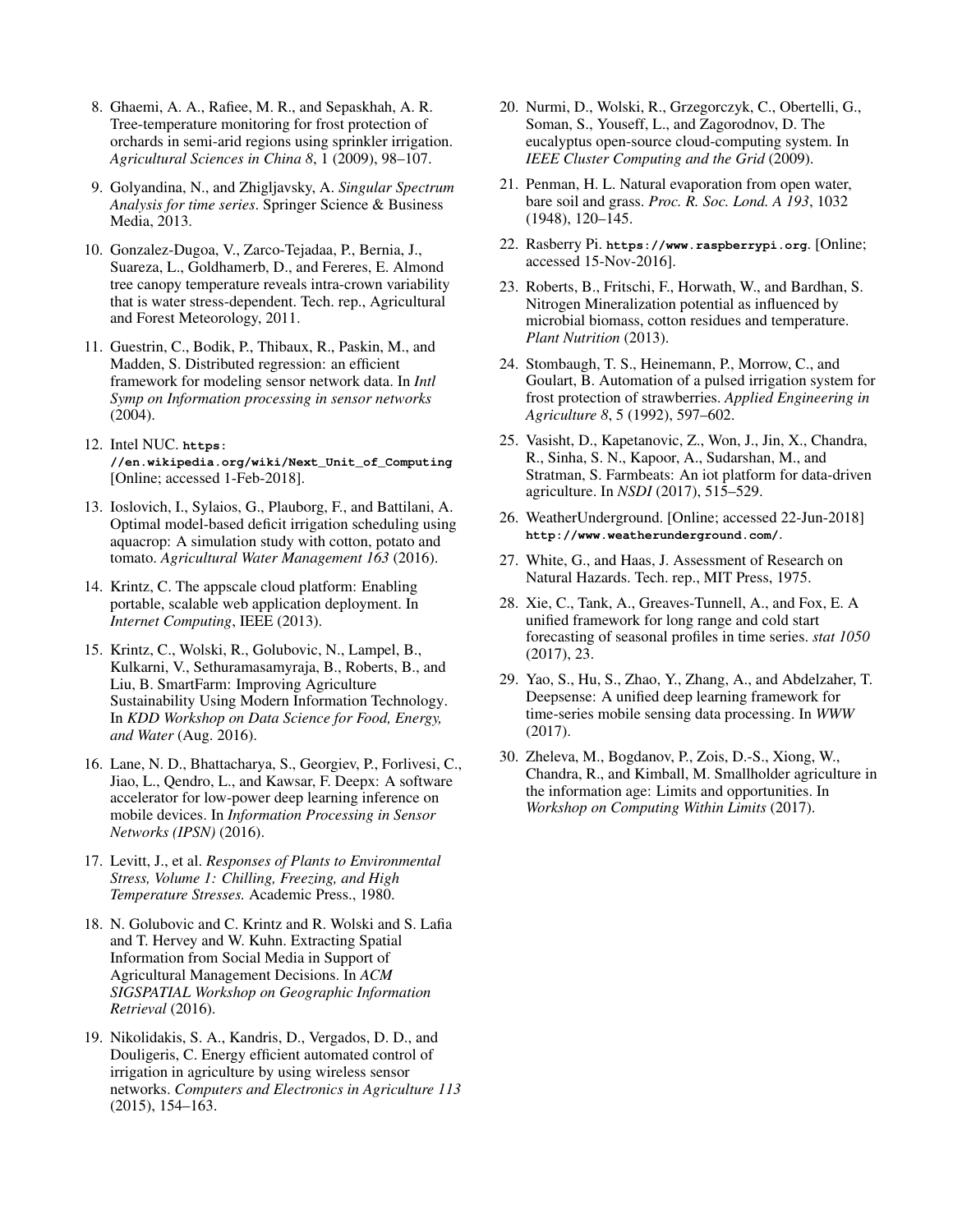8. Ghaemi, A. A., Rafiee, M. R., and Sepaskhah, A. R. Tree-temperature monitoring for frost protection of orchards in semi-arid regions using sprinkler irrigation. *Agricultural Sciences in China 8*, 1 (2009), 98–107.

9. Golyandina, N., and Zhigljavsky, A. *Singular Spectrum Analysis for time series*. Springer Science & Business Media, 2013.

10. Gonzalez-Dugoa, V., Zarco-Tejadaa, P., Bernia, J., Suareza, L., Goldhamerb, D., and Fereres, E. Almond tree canopy temperature reveals intra-crown variability that is water stress-dependent. Tech. rep., Agricultural and Forest Meteorology, 2011.

11. Guestrin, C., Bodik, P., Thibaux, R., Paskin, M., and Madden, S. Distributed regression: an efficient framework for modeling sensor network data. In *Intl Symp on Information processing in sensor networks* (2004).

12. Intel NUC. **https://en.wikipedia.org/wiki/Next_Unit_of_Computing** [Online; accessed 1-Feb-2018].

13. Ioslovich, I., Sylaios, G., Plauborg, F., and Battilani, A. Optimal model-based deficit irrigation scheduling using aquacrop: A simulation study with cotton, potato and tomato. *Agricultural Water Management 163* (2016).

14. Krintz, C. The appscale cloud platform: Enabling portable, scalable web application deployment. In *Internet Computing*, IEEE (2013).

15. Krintz, C., Wolski, R., Golubovic, N., Lampel, B., Kulkarni, V., Sethuramasamyraja, B., Roberts, B., and Liu, B. SmartFarm: Improving Agriculture Sustainability Using Modern Information Technology. In *KDD Workshop on Data Science for Food, Energy, and Water* (Aug. 2016).

16. Lane, N. D., Bhattacharya, S., Georgiev, P., Forlivesi, C., Jiao, L., Qendro, L., and Kawsar, F. Deepx: A software accelerator for low-power deep learning inference on mobile devices. In *Information Processing in Sensor Networks (IPSN)* (2016).

17. Levitt, J., et al. *Responses of Plants to Environmental Stress, Volume 1: Chilling, Freezing, and High Temperature Stresses.* Academic Press., 1980.

18. N. Golubovic and C. Krintz and R. Wolski and S. Lafia and T. Hervey and W. Kuhn. Extracting Spatial Information from Social Media in Support of Agricultural Management Decisions. In *ACM SIGSPATIAL Workshop on Geographic Information Retrieval* (2016).

19. Nikolidakis, S. A., Kandris, D., Vergados, D. D., and Douligeris, C. Energy efficient automated control of irrigation in agriculture by using wireless sensor networks. *Computers and Electronics in Agriculture 113* (2015), 154–163.

20. Nurmi, D., Wolski, R., Grzegorczyk, C., Obertelli, G., Soman, S., Youseff, L., and Zagorodnov, D. The eucalyptus open-source cloud-computing system. In *IEEE Cluster Computing and the Grid* (2009).

21. Penman, H. L. Natural evaporation from open water, bare soil and grass. *Proc. R. Soc. Lond. A 193*, 1032 (1948), 120–145.

22. Rasberry Pi. **https://www.raspberrypi.org**. [Online; accessed 15-Nov-2016].

23. Roberts, B., Fritschi, F., Horwath, W., and Bardhan, S. Nitrogen Mineralization potential as influenced by microbial biomass, cotton residues and temperature. *Plant Nutrition* (2013).

24. Stombaugh, T. S., Heinemann, P., Morrow, C., and Goulart, B. Automation of a pulsed irrigation system for frost protection of strawberries. *Applied Engineering in Agriculture 8*, 5 (1992), 597–602.

25. Vasisht, D., Kapetanovic, Z., Won, J., Jin, X., Chandra, R., Sinha, S. N., Kapoor, A., Sudarshan, M., and Stratman, S. Farmbeats: An iot platform for data-driven agriculture. In *NSDI* (2017), 515–529.

26. WeatherUnderground. [Online; accessed 22-Jun-2018] **http://www.weatherunderground.com/**.

27. White, G., and Haas, J. Assessment of Research on Natural Hazards. Tech. rep., MIT Press, 1975.

28. Xie, C., Tank, A., Greaves-Tunnell, A., and Fox, E. A unified framework for long range and cold start forecasting of seasonal profiles in time series. *stat 1050* (2017), 23.

29. Yao, S., Hu, S., Zhao, Y., Zhang, A., and Abdelzaher, T. Deepsense: A unified deep learning framework for time-series mobile sensing data processing. In *WWW* (2017).

30. Zheleva, M., Bogdanov, P., Zois, D.-S., Xiong, W., Chandra, R., and Kimball, M. Smallholder agriculture in the information age: Limits and opportunities. In *Workshop on Computing Within Limits* (2017).